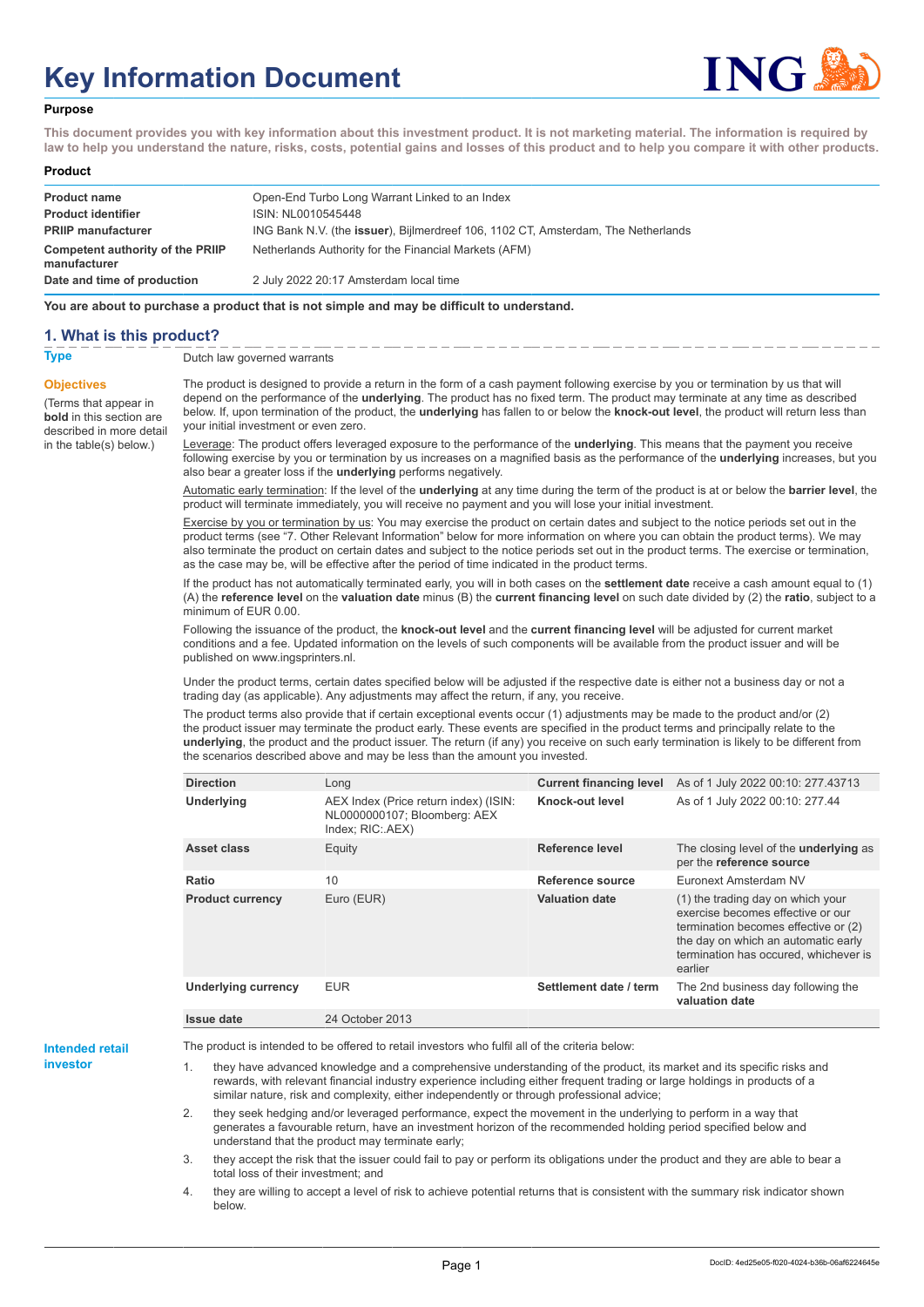# Key Information Document

### Purpose

**This document provides you with key information about this investment product. It is not marketing material. The information is required by law to help you understand the nature, risks, costs, potential gains and losses of this product and to help you compare it with other products.**

### Product

| | |
|---|---|
| **Product name** | Open-End Turbo Long Warrant Linked to an Index |
| **Product identifier** | ISIN: NL0010545448 |
| **PRIIP manufacturer** | ING Bank N.V. (the **issuer**), Bijlmerdreef 106, 1102 CT, Amsterdam, The Netherlands |
| **Competent authority of the PRIIP manufacturer** | Netherlands Authority for the Financial Markets (AFM) |
| **Date and time of production** | 2 July 2022 20:17 Amsterdam local time |

**You are about to purchase a product that is not simple and may be difficult to understand.**

## 1. What is this product?

**Type**

Dutch law governed warrants

**Objectives**

(Terms that appear in **bold** in this section are described in more detail in the table(s) below.)

The product is designed to provide a return in the form of a cash payment following exercise by you or termination by us that will depend on the performance of the **underlying**. The product has no fixed term. The product may terminate at any time as described below. If, upon termination of the product, the **underlying** has fallen to or below the **knock-out level**, the product will return less than your initial investment or even zero.

Leverage: The product offers leveraged exposure to the performance of the **underlying**. This means that the payment you receive following exercise by you or termination by us increases on a magnified basis as the performance of the **underlying** increases, but you also bear a greater loss if the **underlying** performs negatively.

Automatic early termination: If the level of the **underlying** at any time during the term of the product is at or below the **barrier level**, the product will terminate immediately, you will receive no payment and you will lose your initial investment.

Exercise by you or termination by us: You may exercise the product on certain dates and subject to the notice periods set out in the product terms (see "7. Other Relevant Information" below for more information on where you can obtain the product terms). We may also terminate the product on certain dates and subject to the notice periods set out in the product terms. The exercise or termination, as the case may be, will be effective after the period of time indicated in the product terms.

If the product has not automatically terminated early, you will in both cases on the **settlement date** receive a cash amount equal to (1) (A) the **reference level** on the **valuation date** minus (B) the **current financing level** on such date divided by (2) the **ratio**, subject to a minimum of EUR 0.00.

Following the issuance of the product, the **knock-out level** and the **current financing level** will be adjusted for current market conditions and a fee. Updated information on the levels of such components will be available from the product issuer and will be published on www.ingsprinters.nl.

Under the product terms, certain dates specified below will be adjusted if the respective date is either not a business day or not a trading day (as applicable). Any adjustments may affect the return, if any, you receive.

The product terms also provide that if certain exceptional events occur (1) adjustments may be made to the product and/or (2) the product issuer may terminate the product early. These events are specified in the product terms and principally relate to the **underlying**, the product and the product issuer. The return (if any) you receive on such early termination is likely to be different from the scenarios described above and may be less than the amount you invested.

| | | | |
|---|---|---|---|
| **Direction** | Long | **Current financing level** | As of 1 July 2022 00:10: 277.43713 |
| **Underlying** | AEX Index (Price return index) (ISIN: NL0000000107; Bloomberg: AEX Index; RIC:.AEX) | **Knock-out level** | As of 1 July 2022 00:10: 277.44 |
| **Asset class** | Equity | **Reference level** | The closing level of the **underlying** as per the **reference source** |
| **Ratio** | 10 | **Reference source** | Euronext Amsterdam NV |
| **Product currency** | Euro (EUR) | **Valuation date** | (1) the trading day on which your exercise becomes effective or our termination becomes effective or (2) the day on which an automatic early termination has occured, whichever is earlier |
| **Underlying currency** | EUR | **Settlement date / term** | The 2nd business day following the **valuation date** |
| **Issue date** | 24 October 2013 | | |

**Intended retail investor**

The product is intended to be offered to retail investors who fulfil all of the criteria below:

1. they have advanced knowledge and a comprehensive understanding of the product, its market and its specific risks and rewards, with relevant financial industry experience including either frequent trading or large holdings in products of a similar nature, risk and complexity, either independently or through professional advice;
2. they seek hedging and/or leveraged performance, expect the movement in the underlying to perform in a way that generates a favourable return, have an investment horizon of the recommended holding period specified below and understand that the product may terminate early;
3. they accept the risk that the issuer could fail to pay or perform its obligations under the product and they are able to bear a total loss of their investment; and
4. they are willing to accept a level of risk to achieve potential returns that is consistent with the summary risk indicator shown below.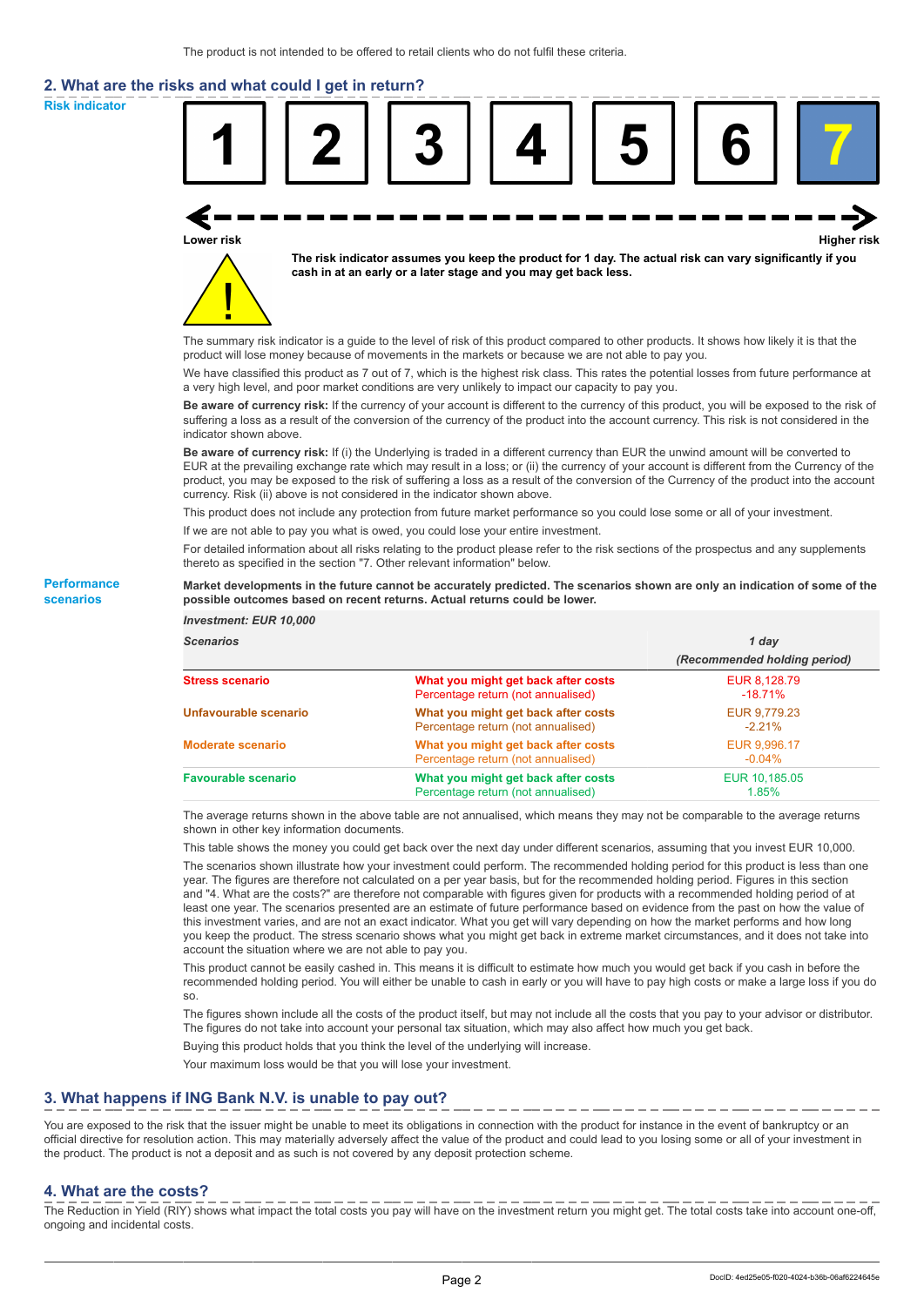The product is not intended to be offered to retail clients who do not fulfil these criteria.

## 2. What are the risks and what could I get in return?

**Risk indicator**

| 1 | 2 | 3 | 4 | 5 | 6 | **7** |
|---|---|---|---|---|---|---|

**Lower risk** — **Higher risk**

**The risk indicator assumes you keep the product for 1 day. The actual risk can vary significantly if you cash in at an early or a later stage and you may get back less.**

The summary risk indicator is a guide to the level of risk of this product compared to other products. It shows how likely it is that the product will lose money because of movements in the markets or because we are not able to pay you.

We have classified this product as 7 out of 7, which is the highest risk class. This rates the potential losses from future performance at a very high level, and poor market conditions are very unlikely to impact our capacity to pay you.

**Be aware of currency risk:** If the currency of your account is different to the currency of this product, you will be exposed to the risk of suffering a loss as a result of the conversion of the currency of the product into the account currency. This risk is not considered in the indicator shown above.

**Be aware of currency risk:** If (i) the Underlying is traded in a different currency than EUR the unwind amount will be converted to EUR at the prevailing exchange rate which may result in a loss; or (ii) the currency of your account is different from the Currency of the product, you may be exposed to the risk of suffering a loss as a result of the conversion of the Currency of the product into the account currency. Risk (ii) above is not considered in the indicator shown above.

This product does not include any protection from future market performance so you could lose some or all of your investment.

If we are not able to pay you what is owed, you could lose your entire investment.

For detailed information about all risks relating to the product please refer to the risk sections of the prospectus and any supplements thereto as specified in the section "7. Other relevant information" below.

**Performance scenarios**

**Market developments in the future cannot be accurately predicted. The scenarios shown are only an indication of some of the possible outcomes based on recent returns. Actual returns could be lower.**

| *Investment: EUR 10,000* | | |
|---|---|---|
| *Scenarios* | | *1 day (Recommended holding period)* |
| **Stress scenario** | **What you might get back after costs** | EUR 8,128.79 |
| | Percentage return (not annualised) | -18.71% |
| **Unfavourable scenario** | **What you might get back after costs** | EUR 9,779.23 |
| | Percentage return (not annualised) | -2.21% |
| **Moderate scenario** | **What you might get back after costs** | EUR 9,996.17 |
| | Percentage return (not annualised) | -0.04% |
| **Favourable scenario** | **What you might get back after costs** | EUR 10,185.05 |
| | Percentage return (not annualised) | 1.85% |

The average returns shown in the above table are not annualised, which means they may not be comparable to the average returns shown in other key information documents.

This table shows the money you could get back over the next day under different scenarios, assuming that you invest EUR 10,000.

The scenarios shown illustrate how your investment could perform. The recommended holding period for this product is less than one year. The figures are therefore not calculated on a per year basis, but for the recommended holding period. Figures in this section and "4. What are the costs?" are therefore not comparable with figures given for products with a recommended holding period of at least one year. The scenarios presented are an estimate of future performance based on evidence from the past on how the value of this investment varies, and are not an exact indicator. What you get will vary depending on how the market performs and how long you keep the product. The stress scenario shows what you might get back in extreme market circumstances, and it does not take into account the situation where we are not able to pay you.

This product cannot be easily cashed in. This means it is difficult to estimate how much you would get back if you cash in before the recommended holding period. You will either be unable to cash in early or you will have to pay high costs or make a large loss if you do so.

The figures shown include all the costs of the product itself, but may not include all the costs that you pay to your advisor or distributor. The figures do not take into account your personal tax situation, which may also affect how much you get back.

Buying this product holds that you think the level of the underlying will increase.

Your maximum loss would be that you will lose your investment.

## 3. What happens if ING Bank N.V. is unable to pay out?

You are exposed to the risk that the issuer might be unable to meet its obligations in connection with the product for instance in the event of bankruptcy or an official directive for resolution action. This may materially adversely affect the value of the product and could lead to you losing some or all of your investment in the product. The product is not a deposit and as such is not covered by any deposit protection scheme.

## 4. What are the costs?

The Reduction in Yield (RIY) shows what impact the total costs you pay will have on the investment return you might get. The total costs take into account one-off, ongoing and incidental costs.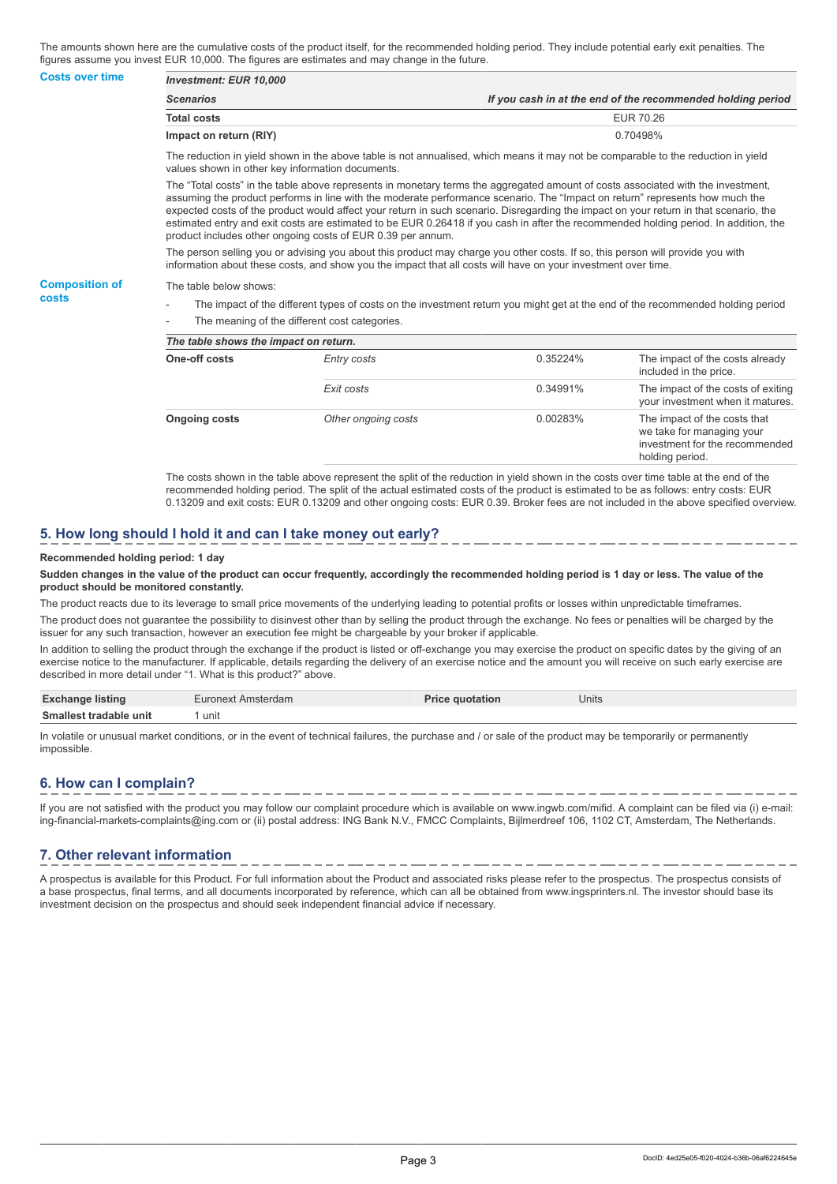The amounts shown here are the cumulative costs of the product itself, for the recommended holding period. They include potential early exit penalties. The figures assume you invest EUR 10,000. The figures are estimates and may change in the future.

**Costs over time**

| *Investment: EUR 10,000* | |
|---|---|
| ***Scenarios*** | ***If you cash in at the end of the recommended holding period*** |
| **Total costs** | EUR 70.26 |
| **Impact on return (RIY)** | 0.70498% |

The reduction in yield shown in the above table is not annualised, which means it may not be comparable to the reduction in yield values shown in other key information documents.

The "Total costs" in the table above represents in monetary terms the aggregated amount of costs associated with the investment, assuming the product performs in line with the moderate performance scenario. The "Impact on return" represents how much the expected costs of the product would affect your return in such scenario. Disregarding the impact on your return in that scenario, the estimated entry and exit costs are estimated to be EUR 0.26418 if you cash in after the recommended holding period. In addition, the product includes other ongoing costs of EUR 0.39 per annum.

The person selling you or advising you about this product may charge you other costs. If so, this person will provide you with information about these costs, and show you the impact that all costs will have on your investment over time.

**Composition of costs**

The table below shows:

- The impact of the different types of costs on the investment return you might get at the end of the recommended holding period
- The meaning of the different cost categories.

| *The table shows the impact on return.* | | | |
|---|---|---|---|
| **One-off costs** | *Entry costs* | 0.35224% | The impact of the costs already included in the price. |
| | *Exit costs* | 0.34991% | The impact of the costs of exiting your investment when it matures. |
| **Ongoing costs** | *Other ongoing costs* | 0.00283% | The impact of the costs that we take for managing your investment for the recommended holding period. |

The costs shown in the table above represent the split of the reduction in yield shown in the costs over time table at the end of the recommended holding period. The split of the actual estimated costs of the product is estimated to be as follows: entry costs: EUR 0.13209 and exit costs: EUR 0.13209 and other ongoing costs: EUR 0.39. Broker fees are not included in the above specified overview.

## 5. How long should I hold it and can I take money out early?

**Recommended holding period: 1 day**

**Sudden changes in the value of the product can occur frequently, accordingly the recommended holding period is 1 day or less. The value of the product should be monitored constantly.**

The product reacts due to its leverage to small price movements of the underlying leading to potential profits or losses within unpredictable timeframes.

The product does not guarantee the possibility to disinvest other than by selling the product through the exchange. No fees or penalties will be charged by the issuer for any such transaction, however an execution fee might be chargeable by your broker if applicable.

In addition to selling the product through the exchange if the product is listed or off-exchange you may exercise the product on specific dates by the giving of an exercise notice to the manufacturer. If applicable, details regarding the delivery of an exercise notice and the amount you will receive on such early exercise are described in more detail under "1. What is this product?" above.

| | | | |
|---|---|---|---|
| **Exchange listing** | Euronext Amsterdam | **Price quotation** | Units |
| **Smallest tradable unit** | 1 unit | | |

In volatile or unusual market conditions, or in the event of technical failures, the purchase and / or sale of the product may be temporarily or permanently impossible.

## 6. How can I complain?

If you are not satisfied with the product you may follow our complaint procedure which is available on www.ingwb.com/mifid. A complaint can be filed via (i) e-mail: ing-financial-markets-complaints@ing.com or (ii) postal address: ING Bank N.V., FMCC Complaints, Bijlmerdreef 106, 1102 CT, Amsterdam, The Netherlands.

## 7. Other relevant information

A prospectus is available for this Product. For full information about the Product and associated risks please refer to the prospectus. The prospectus consists of a base prospectus, final terms, and all documents incorporated by reference, which can all be obtained from www.ingsprinters.nl. The investor should base its investment decision on the prospectus and should seek independent financial advice if necessary.